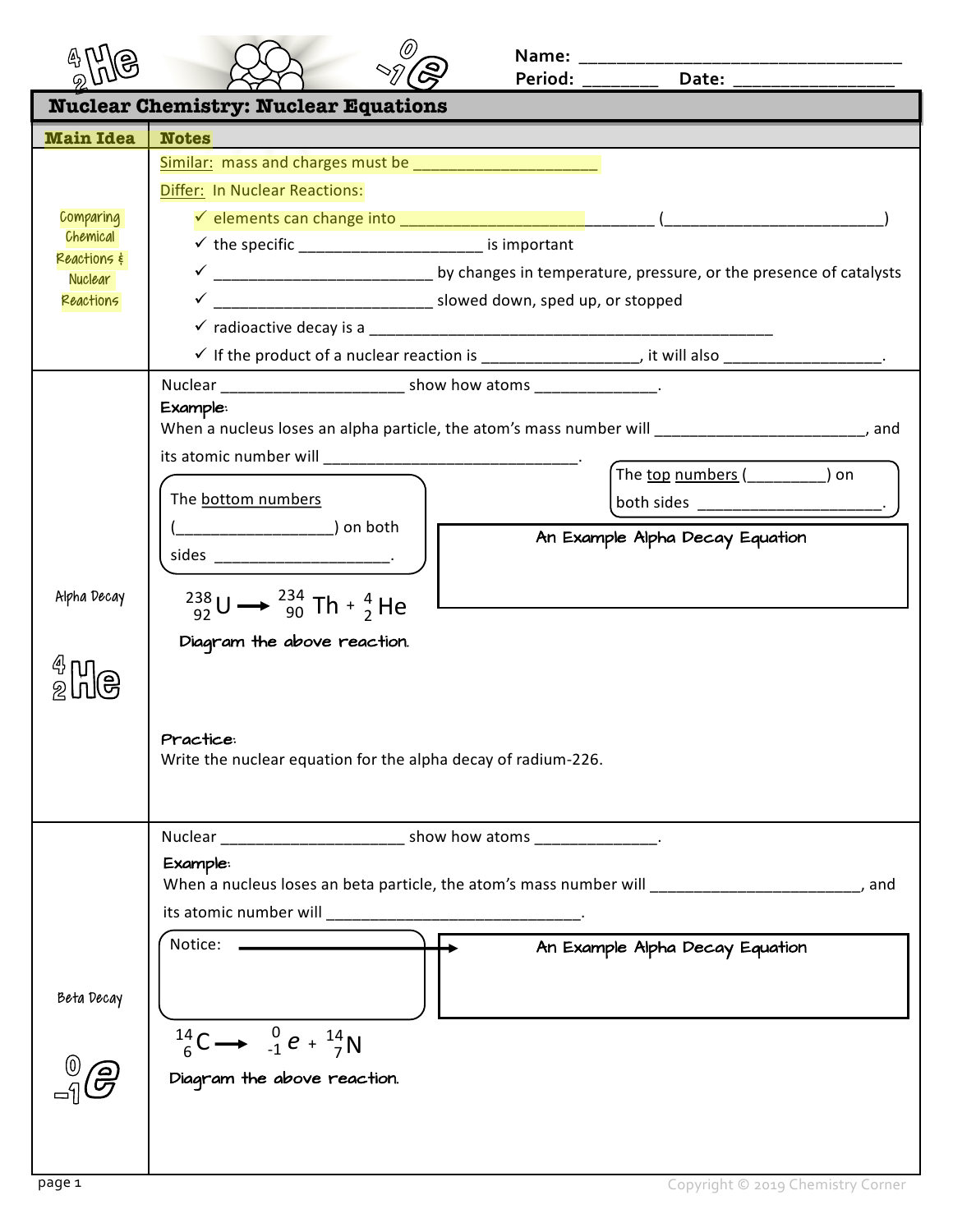Name: ___________________________________
Period: ________ Date: ________________

# Nuclear Chemistry: Nuclear Equations

| Main Idea | Notes |
|---|---|
| Comparing Chemical Reactions & Nuclear Reactions | Similar: mass and charges must be _____________________<br>Differ: In Nuclear Reactions:<br>✓ elements can change into _______________________________ (__________________________)<br>✓ the specific ______________________ is important<br>✓ __________________________ by changes in temperature, pressure, or the presence of catalysts<br>✓ __________________________ slowed down, sped up, or stopped<br>✓ radioactive decay is a _________________________________________________<br>✓ If the product of a nuclear reaction is __________________, it will also __________________. |
| Alpha Decay $^{4}_{2}He$ | Nuclear _____________________ show how atoms ______________.<br>**Example:**<br>When a nucleus loses an alpha particle, the atom's mass number will _________________________, and its atomic number will ______________________________.<br>The top numbers (_________) on both sides ______________________.<br>The bottom numbers (__________________) on both sides ____________________.<br>**An Example Alpha Decay Equation**<br>$^{238}_{92}U \rightarrow\ ^{234}_{90}Th + ^{4}_{2}He$<br>Diagram the above reaction.<br>**Practice:**<br>Write the nuclear equation for the alpha decay of radium-226. |
| Beta Decay $^{0}_{-1}e$ | Nuclear _____________________ show how atoms ______________.<br>**Example:**<br>When a nucleus loses an beta particle, the atom's mass number will _________________________, and its atomic number will ______________________________.<br>Notice: →<br>**An Example Alpha Decay Equation**<br>$^{14}_{6}C \rightarrow\ ^{0}_{-1}e + ^{14}_{7}N$<br>Diagram the above reaction. |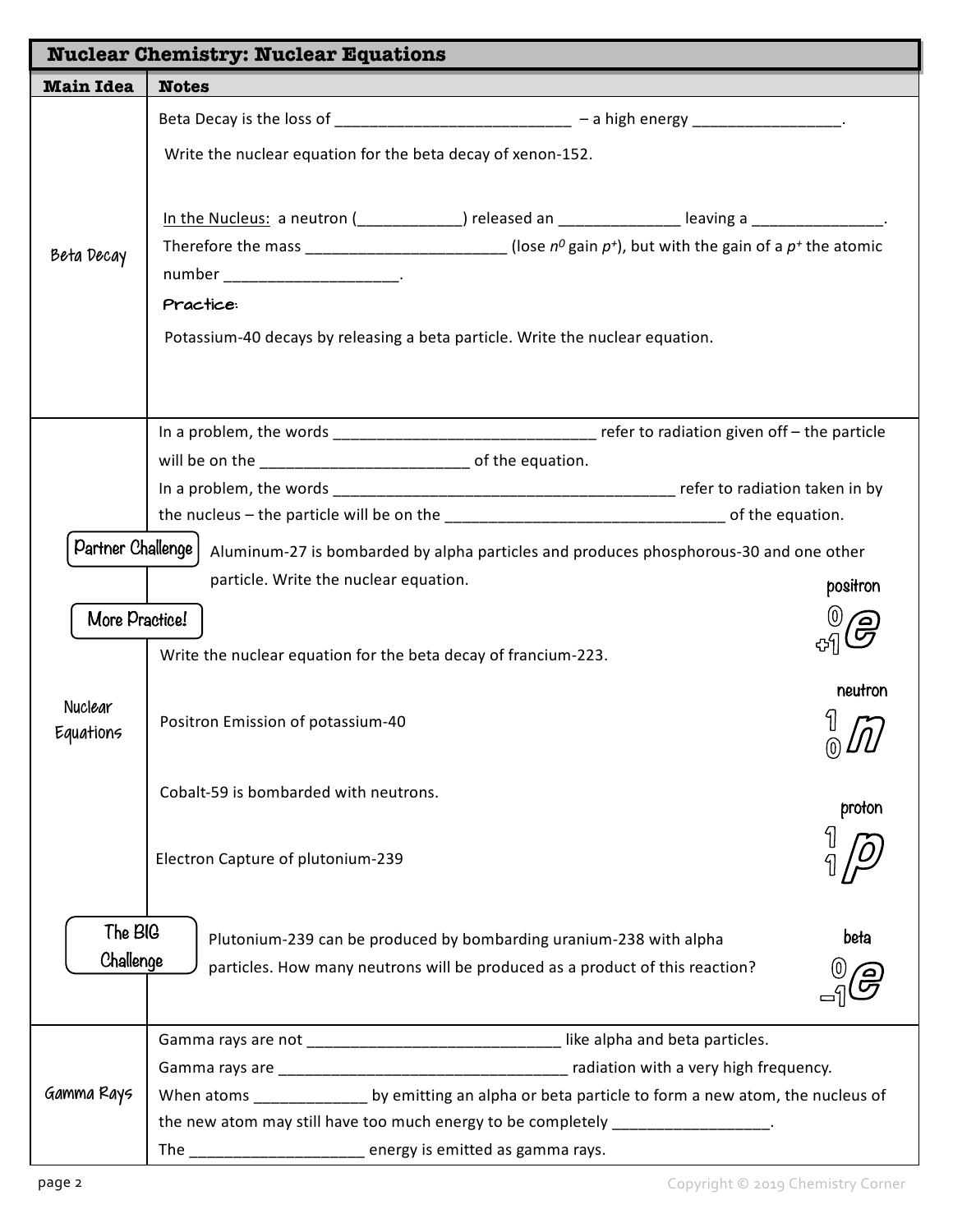## Nuclear Chemistry: Nuclear Equations

| Main Idea | Notes |
|---|---|
| Beta Decay | Beta Decay is the loss of ___________________________ – a high energy _________________.<br><br>Write the nuclear equation for the beta decay of xenon-152.<br><br>In the Nucleus: a neutron (____________) released an ______________ leaving a _______________.<br>Therefore the mass _______________________ (lose $n^0$ gain $p^+$), but with the gain of a $p^+$ the atomic number ____________________.<br><br>**Practice:**<br><br>Potassium-40 decays by releasing a beta particle. Write the nuclear equation. |
| Nuclear Equations | In a problem, the words ______________________________ refer to radiation given off – the particle will be on the ________________________ of the equation.<br>In a problem, the words ________________________________________ refer to radiation taken in by the nucleus – the particle will be on the ________________________________ of the equation.<br><br>**Partner Challenge** Aluminum-27 is bombarded by alpha particles and produces phosphorous-30 and one other particle. Write the nuclear equation.<br><br>**More Practice!**<br><br>Write the nuclear equation for the beta decay of francium-223.<br><br>Positron Emission of potassium-40<br><br>Cobalt-59 is bombarded with neutrons.<br><br>Electron Capture of plutonium-239<br><br>**The BIG Challenge** Plutonium-239 can be produced by bombarding uranium-238 with alpha particles. How many neutrons will be produced as a product of this reaction?<br><br>positron $^{0}_{+1}e$<br>neutron $^{1}_{0}n$<br>proton $^{1}_{1}p$<br>beta $^{0}_{-1}e$ |
| Gamma Rays | Gamma rays are not ______________________________ like alpha and beta particles.<br>Gamma rays are __________________________________ radiation with a very high frequency.<br>When atoms _____________ by emitting an alpha or beta particle to form a new atom, the nucleus of the new atom may still have too much energy to be completely __________________.<br>The ____________________ energy is emitted as gamma rays. |